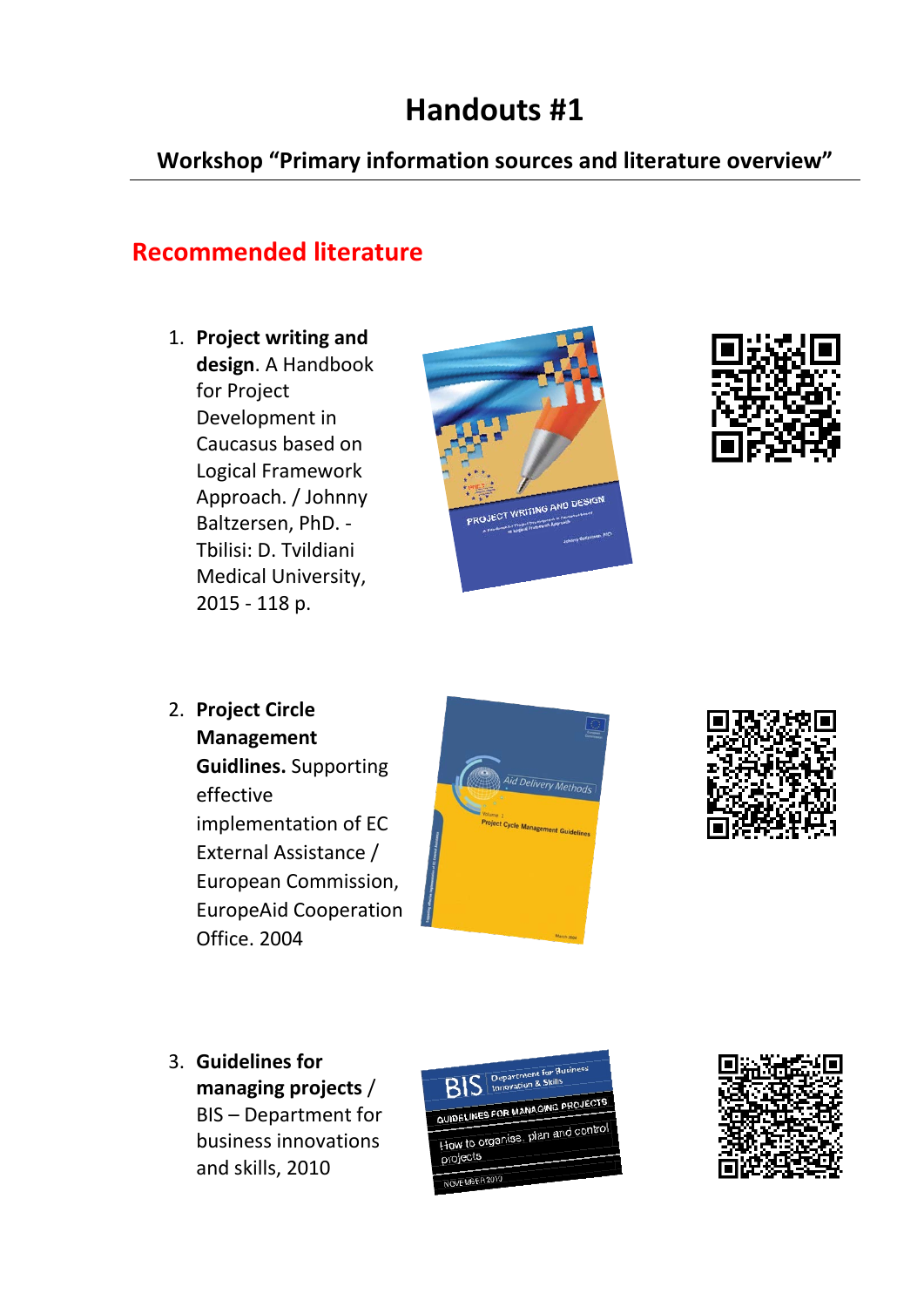# Handouts #1

## Workshop "Primary information sources and literature overview"

## Recommended literature

1. **Project writing and design**. A Handbook for Project Development in Caucasus based on Logical Framework Approach. / Johnny Baltzersen, PhD. - Tbilisi: D. Tvildiani Medical University, 2015 - 118 p.

2. **Project Circle Management Guidlines.** Supporting effective implementation of EC External Assistance / European Commission, EuropeAid Cooperation Office. 2004

3. **Guidelines for managing projects** / BIS – Department for business innovations and skills, 2010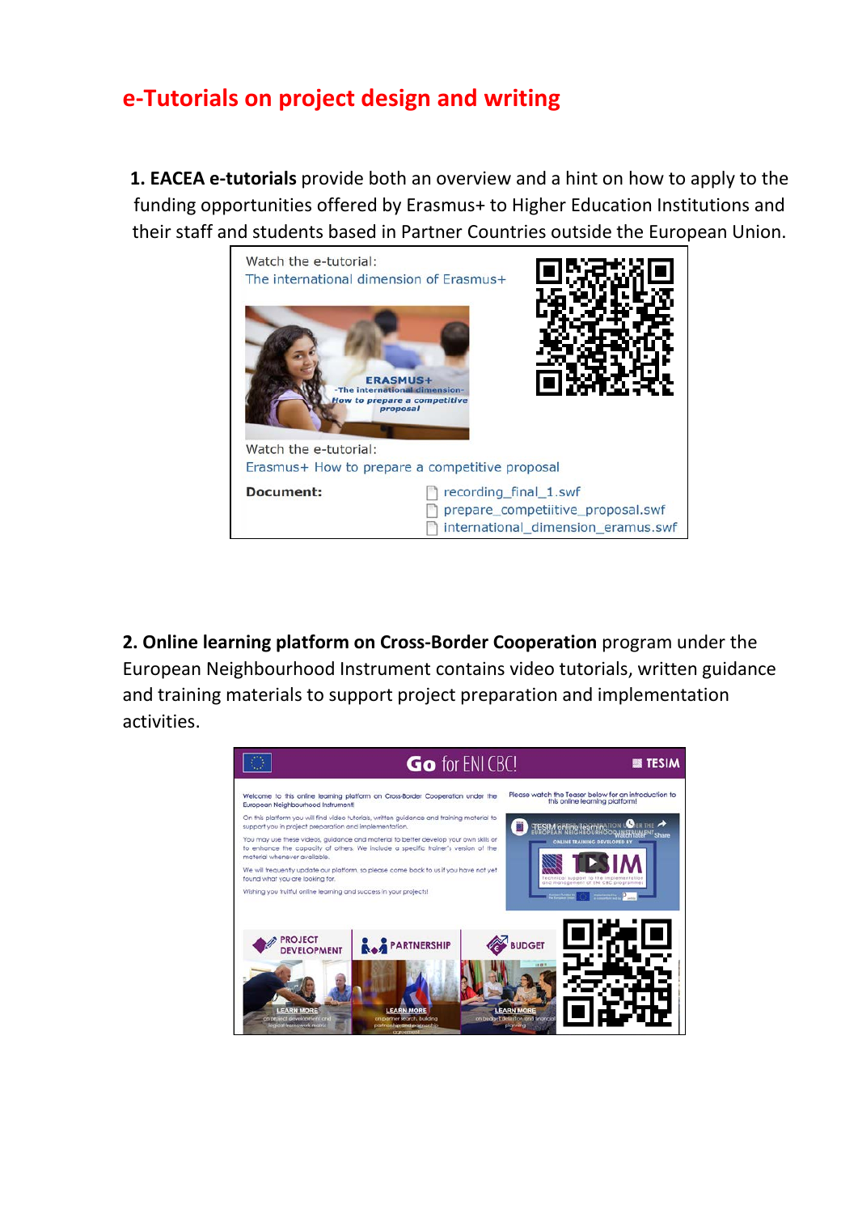# e-Tutorials on project design and writing

**1. EACEA e-tutorials** provide both an overview and a hint on how to apply to the funding opportunities offered by Erasmus+ to Higher Education Institutions and their staff and students based in Partner Countries outside the European Union.

Watch the e-tutorial:
The international dimension of Erasmus+

ERASMUS+
-The international dimension-
How to prepare a competitive proposal

Watch the e-tutorial:
Erasmus+ How to prepare a competitive proposal

**Document:**
- recording_final_1.swf
- prepare_competiitive_proposal.swf
- international_dimension_eramus.swf

**2. Online learning platform on Cross-Border Cooperation** program under the European Neighbourhood Instrument contains video tutorials, written guidance and training materials to support project preparation and implementation activities.

Go for ENI CBC!

TESIM

Welcome to this online learning platform on Cross-Border Cooperation under the European Neighbourhood Instrument!

On this platform you will find video tutorials, written guidance and training material to support you in project preparation and implementation.

You may use these videos, guidance and material to better develop your own skills or to enhance the capacity of others. We include a specific trainer's version of the material whenever available.

We will frequently update our platform, so please come back to us if you have not yet found what you are looking for.

Wishing you fruitful online learning and success in your projects!

Please watch the Teaser below for an introduction to this online learning platform!

PROJECT DEVELOPMENT — LEARN MORE on project development and logical framework matrix

PARTNERSHIP — LEARN MORE on partner search, building partnership and partnership agreement

BUDGET — LEARN MORE on budget definition and financial planning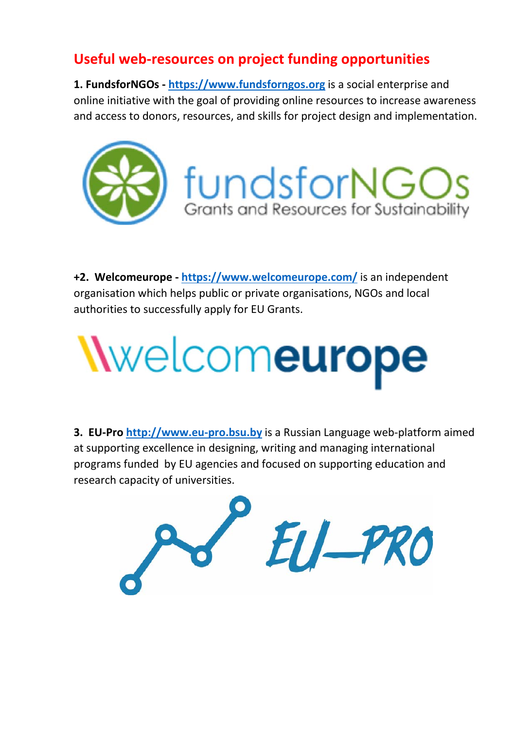## Useful web-resources on project funding opportunities

**1. FundsforNGOs - [https://www.fundsforngos.org](https://www.fundsforngos.org)** is a social enterprise and online initiative with the goal of providing online resources to increase awareness and access to donors, resources, and skills for project design and implementation.

**+2. Welcomeurope - [https://www.welcomeurope.com/](https://www.welcomeurope.com/)** is an independent organisation which helps public or private organisations, NGOs and local authorities to successfully apply for EU Grants.

**3. EU-Pro [http://www.eu-pro.bsu.by](http://www.eu-pro.bsu.by)** is a Russian Language web-platform aimed at supporting excellence in designing, writing and managing international programs funded by EU agencies and focused on supporting education and research capacity of universities.